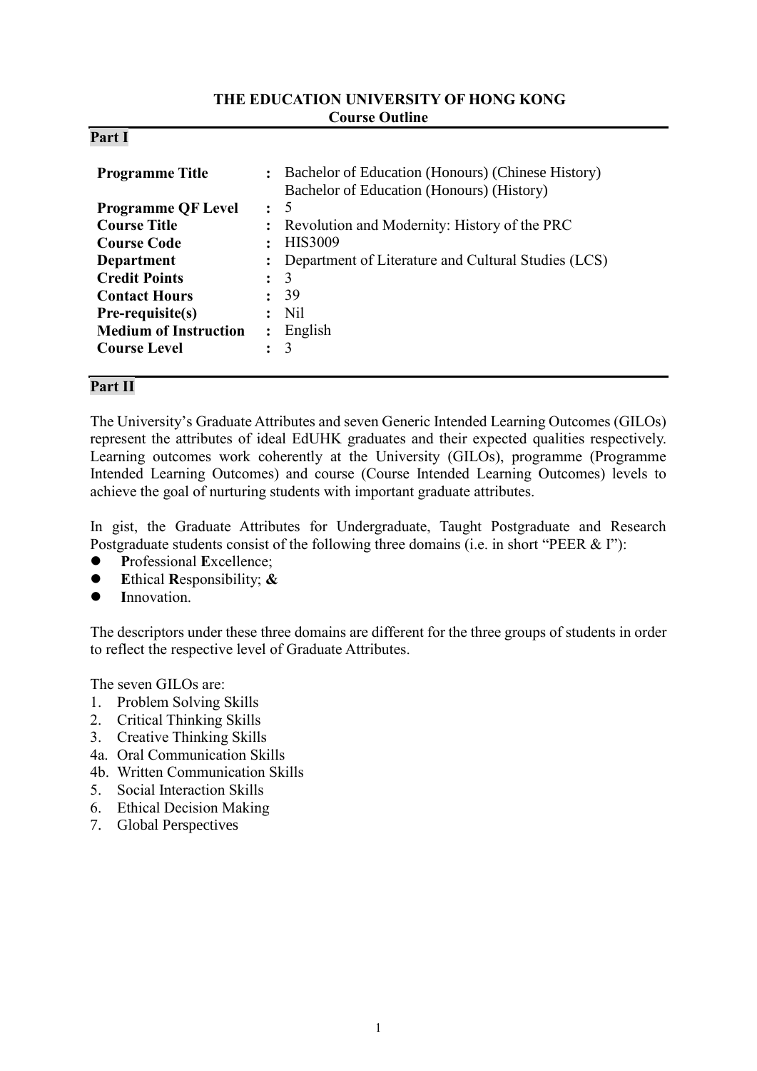**THE EDUCATION UNIVERSITY OF HONG KONG**
**Course Outline**

## Part I

| | | |
|---|---|---|
| **Programme Title** | : | Bachelor of Education (Honours) (Chinese History)<br>Bachelor of Education (Honours) (History) |
| **Programme QF Level** | : | 5 |
| **Course Title** | : | Revolution and Modernity: History of the PRC |
| **Course Code** | : | HIS3009 |
| **Department** | : | Department of Literature and Cultural Studies (LCS) |
| **Credit Points** | : | 3 |
| **Contact Hours** | : | 39 |
| **Pre-requisite(s)** | : | Nil |
| **Medium of Instruction** | : | English |
| **Course Level** | : | 3 |

## Part II

The University's Graduate Attributes and seven Generic Intended Learning Outcomes (GILOs) represent the attributes of ideal EdUHK graduates and their expected qualities respectively. Learning outcomes work coherently at the University (GILOs), programme (Programme Intended Learning Outcomes) and course (Course Intended Learning Outcomes) levels to achieve the goal of nurturing students with important graduate attributes.

In gist, the Graduate Attributes for Undergraduate, Taught Postgraduate and Research Postgraduate students consist of the following three domains (i.e. in short "PEER & I"):

- **P**rofessional **E**xcellence;
- **E**thical **R**esponsibility; **&**
- **I**nnovation.

The descriptors under these three domains are different for the three groups of students in order to reflect the respective level of Graduate Attributes.

The seven GILOs are:

1. Problem Solving Skills
2. Critical Thinking Skills
3. Creative Thinking Skills

4a. Oral Communication Skills
4b. Written Communication Skills

5. Social Interaction Skills
6. Ethical Decision Making
7. Global Perspectives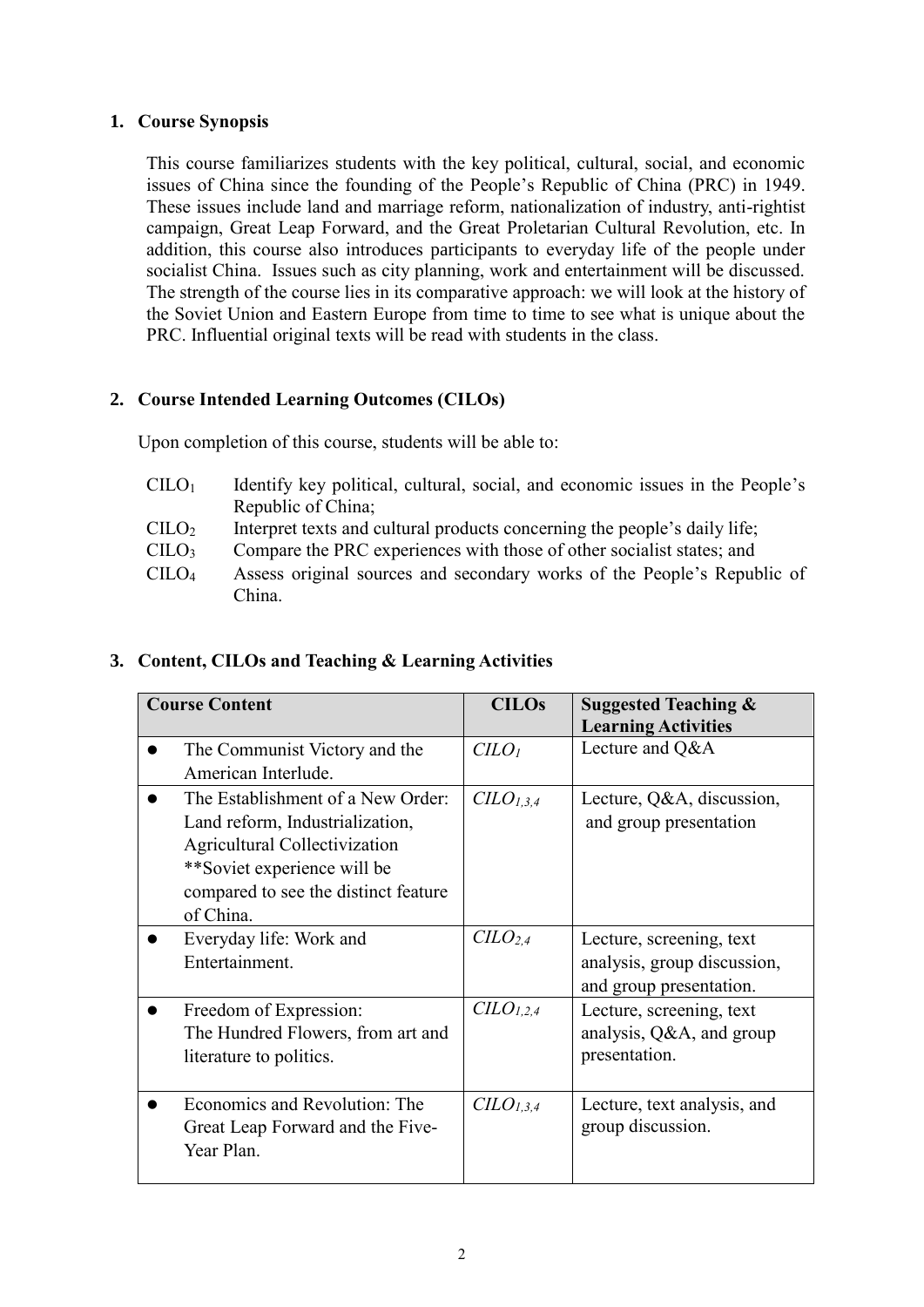## 1. Course Synopsis

This course familiarizes students with the key political, cultural, social, and economic issues of China since the founding of the People's Republic of China (PRC) in 1949. These issues include land and marriage reform, nationalization of industry, anti-rightist campaign, Great Leap Forward, and the Great Proletarian Cultural Revolution, etc. In addition, this course also introduces participants to everyday life of the people under socialist China. Issues such as city planning, work and entertainment will be discussed. The strength of the course lies in its comparative approach: we will look at the history of the Soviet Union and Eastern Europe from time to time to see what is unique about the PRC. Influential original texts will be read with students in the class.

## 2. Course Intended Learning Outcomes (CILOs)

Upon completion of this course, students will be able to:

- $CILO_1$ Identify key political, cultural, social, and economic issues in the People's Republic of China;
- $CILO_2$ Interpret texts and cultural products concerning the people's daily life;
- $CILO_3$ Compare the PRC experiences with those of other socialist states; and
- $CILO_4$ Assess original sources and secondary works of the People's Republic of China.

## 3. Content, CILOs and Teaching & Learning Activities

| Course Content | CILOs | Suggested Teaching & Learning Activities |
| --- | --- | --- |
| ● The Communist Victory and the American Interlude. | $CILO_1$ | Lecture and Q&A |
| ● The Establishment of a New Order: Land reform, Industrialization, Agricultural Collectivization **Soviet experience will be compared to see the distinct feature of China. | $CILO_{1,3,4}$ | Lecture, Q&A, discussion, and group presentation |
| ● Everyday life: Work and Entertainment. | $CILO_{2,4}$ | Lecture, screening, text analysis, group discussion, and group presentation. |
| ● Freedom of Expression: The Hundred Flowers, from art and literature to politics. | $CILO_{1,2,4}$ | Lecture, screening, text analysis, Q&A, and group presentation. |
| ● Economics and Revolution: The Great Leap Forward and the Five-Year Plan. | $CILO_{1,3,4}$ | Lecture, text analysis, and group discussion. |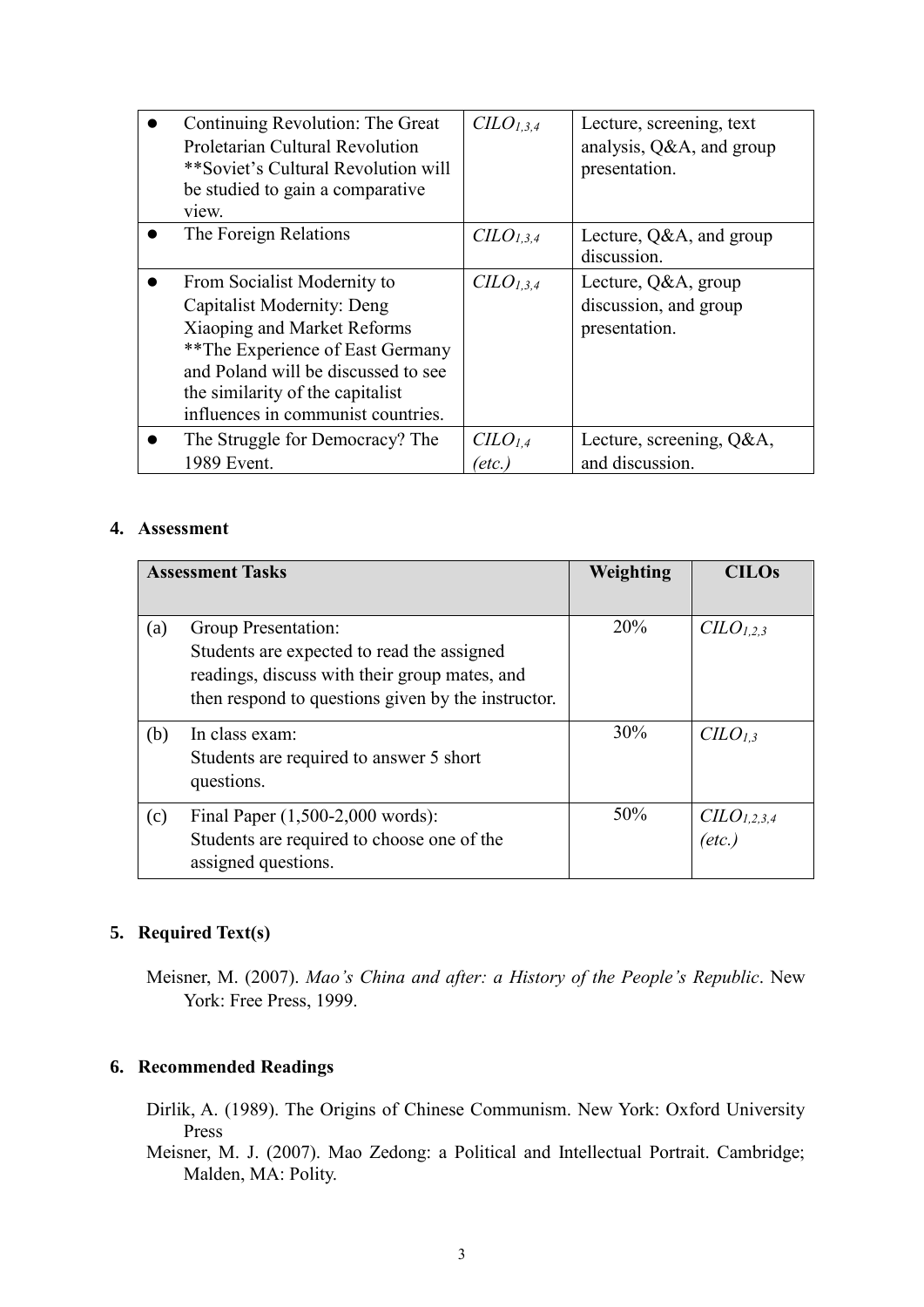| | | |
|---|---|---|
| • Continuing Revolution: The Great Proletarian Cultural Revolution **Soviet's Cultural Revolution will be studied to gain a comparative view. | $CILO_{1,3,4}$ | Lecture, screening, text analysis, Q&A, and group presentation. |
| • The Foreign Relations | $CILO_{1,3,4}$ | Lecture, Q&A, and group discussion. |
| • From Socialist Modernity to Capitalist Modernity: Deng Xiaoping and Market Reforms **The Experience of East Germany and Poland will be discussed to see the similarity of the capitalist influences in communist countries. | $CILO_{1,3,4}$ | Lecture, Q&A, group discussion, and group presentation. |
| • The Struggle for Democracy? The 1989 Event. | $CILO_{1,4}$ *(etc.)* | Lecture, screening, Q&A, and discussion. |

## 4. Assessment

| Assessment Tasks | | Weighting | CILOs |
|---|---|---|---|
| (a) | Group Presentation: Students are expected to read the assigned readings, discuss with their group mates, and then respond to questions given by the instructor. | 20% | $CILO_{1,2,3}$ |
| (b) | In class exam: Students are required to answer 5 short questions. | 30% | $CILO_{1,3}$ |
| (c) | Final Paper (1,500-2,000 words): Students are required to choose one of the assigned questions. | 50% | $CILO_{1,2,3,4}$ *(etc.)* |

## 5. Required Text(s)

Meisner, M. (2007). *Mao's China and after: a History of the People's Republic*. New York: Free Press, 1999.

## 6. Recommended Readings

Dirlik, A. (1989). The Origins of Chinese Communism. New York: Oxford University Press

Meisner, M. J. (2007). Mao Zedong: a Political and Intellectual Portrait. Cambridge; Malden, MA: Polity.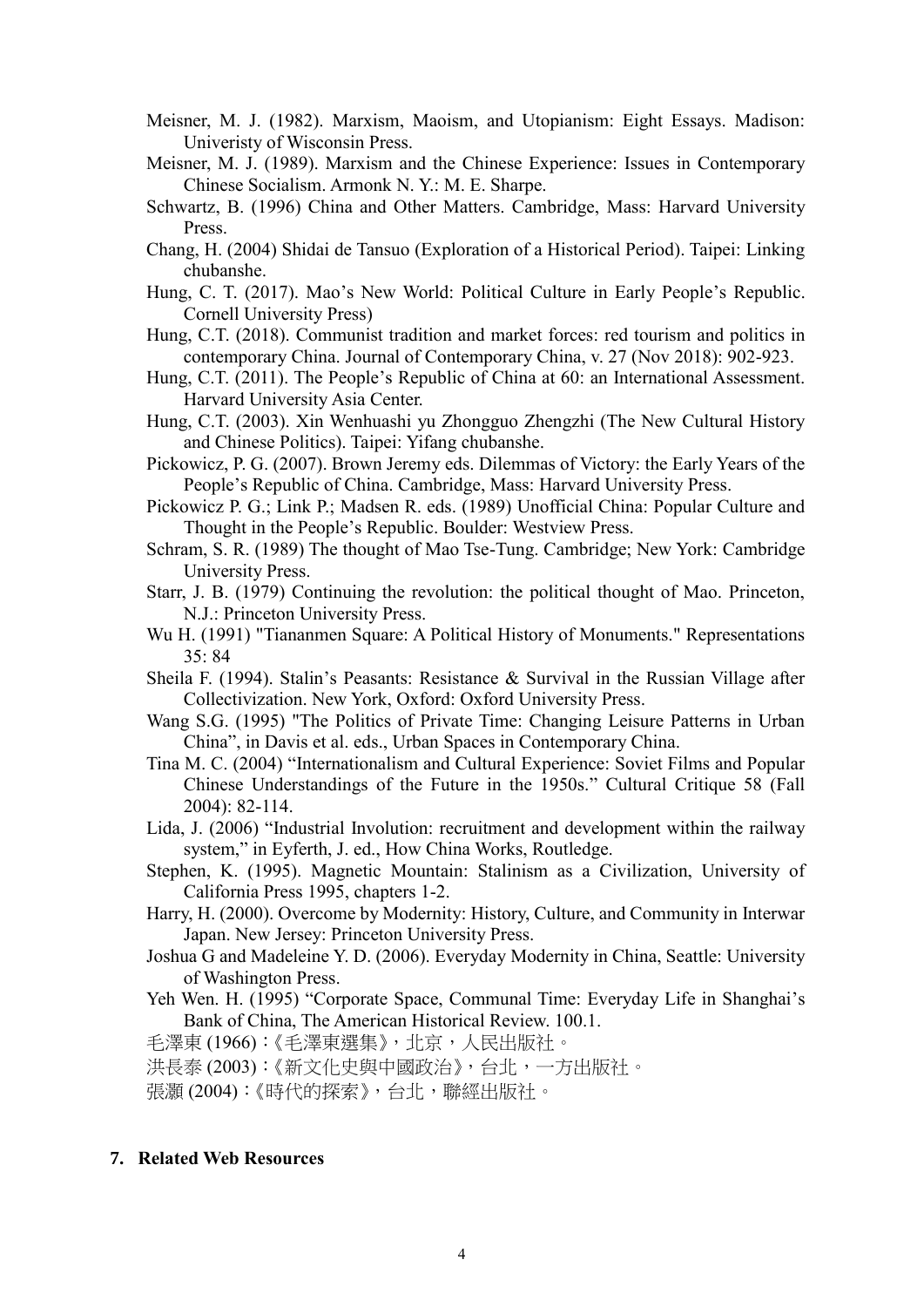Meisner, M. J. (1982). Marxism, Maoism, and Utopianism: Eight Essays. Madison: Univeristy of Wisconsin Press.

Meisner, M. J. (1989). Marxism and the Chinese Experience: Issues in Contemporary Chinese Socialism. Armonk N. Y.: M. E. Sharpe.

Schwartz, B. (1996) China and Other Matters. Cambridge, Mass: Harvard University Press.

Chang, H. (2004) Shidai de Tansuo (Exploration of a Historical Period). Taipei: Linking chubanshe.

Hung, C. T. (2017). Mao's New World: Political Culture in Early People's Republic. Cornell University Press)

Hung, C.T. (2018). Communist tradition and market forces: red tourism and politics in contemporary China. Journal of Contemporary China, v. 27 (Nov 2018): 902-923.

Hung, C.T. (2011). The People's Republic of China at 60: an International Assessment. Harvard University Asia Center.

Hung, C.T. (2003). Xin Wenhuashi yu Zhongguo Zhengzhi (The New Cultural History and Chinese Politics). Taipei: Yifang chubanshe.

Pickowicz, P. G. (2007). Brown Jeremy eds. Dilemmas of Victory: the Early Years of the People's Republic of China. Cambridge, Mass: Harvard University Press.

Pickowicz P. G.; Link P.; Madsen R. eds. (1989) Unofficial China: Popular Culture and Thought in the People's Republic. Boulder: Westview Press.

Schram, S. R. (1989) The thought of Mao Tse-Tung. Cambridge; New York: Cambridge University Press.

Starr, J. B. (1979) Continuing the revolution: the political thought of Mao. Princeton, N.J.: Princeton University Press.

Wu H. (1991) "Tiananmen Square: A Political History of Monuments." Representations 35: 84

Sheila F. (1994). Stalin's Peasants: Resistance & Survival in the Russian Village after Collectivization. New York, Oxford: Oxford University Press.

Wang S.G. (1995) "The Politics of Private Time: Changing Leisure Patterns in Urban China", in Davis et al. eds., Urban Spaces in Contemporary China.

Tina M. C. (2004) "Internationalism and Cultural Experience: Soviet Films and Popular Chinese Understandings of the Future in the 1950s." Cultural Critique 58 (Fall 2004): 82-114.

Lida, J. (2006) "Industrial Involution: recruitment and development within the railway system," in Eyferth, J. ed., How China Works, Routledge.

Stephen, K. (1995). Magnetic Mountain: Stalinism as a Civilization, University of California Press 1995, chapters 1-2.

Harry, H. (2000). Overcome by Modernity: History, Culture, and Community in Interwar Japan. New Jersey: Princeton University Press.

Joshua G and Madeleine Y. D. (2006). Everyday Modernity in China, Seattle: University of Washington Press.

Yeh Wen. H. (1995) "Corporate Space, Communal Time: Everyday Life in Shanghai's Bank of China, The American Historical Review. 100.1.

毛澤東 (1966)：《毛澤東選集》，北京，人民出版社。

洪長泰 (2003)：《新文化史與中國政治》，台北，一方出版社。

張灝 (2004)：《時代的探索》，台北，聯經出版社。

## 7. Related Web Resources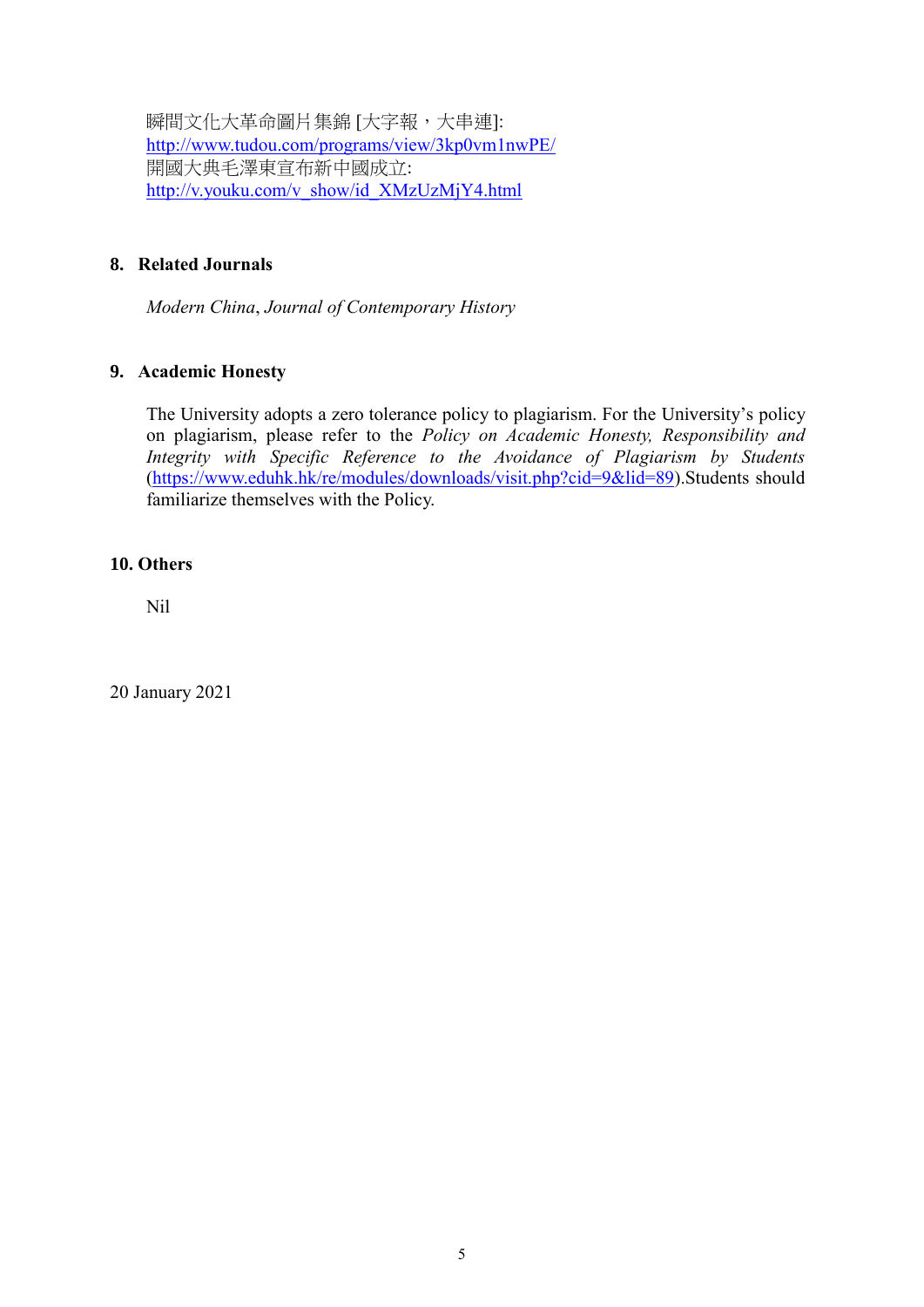瞬間文化大革命圖片集錦 [大字報，大串連]:
http://www.tudou.com/programs/view/3kp0vm1nwPE/
開國大典毛澤東宣布新中國成立:
http://v.youku.com/v_show/id_XMzUzMjY4.html

## 8. Related Journals

*Modern China*, *Journal of Contemporary History*

## 9. Academic Honesty

The University adopts a zero tolerance policy to plagiarism. For the University's policy on plagiarism, please refer to the *Policy on Academic Honesty, Responsibility and Integrity with Specific Reference to the Avoidance of Plagiarism by Students* (https://www.eduhk.hk/re/modules/downloads/visit.php?cid=9&lid=89).Students should familiarize themselves with the Policy.

## 10. Others

Nil

20 January 2021